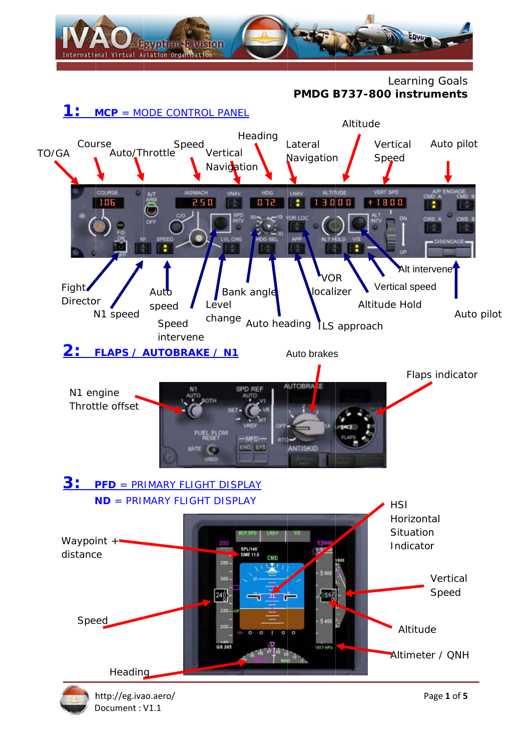Learning Goals
**PMDG B737-800 instruments**

## 1: MCP = MODE CONTROL PANEL

TO/GA, Course, Auto/Throttle, Speed, Heading, Vertical Navigation, Lateral Navigation, Altitude, Vertical Speed, Auto pilot

Fight Director, N1 speed, Auto speed, Speed intervene, Level change, Bank angle, Auto heading, VOR localizer, ILS approach, Vertical speed, Altitude Hold, Alt intervene, Auto pilot

## 2: FLAPS / AUTOBRAKE / N1

N1 engine Throttle offset, Auto brakes, Flaps indicator

## 3: PFD = PRIMARY FLIGHT DISPLAY

**ND** = PRIMARY FLIGHT DISPLAY

Waypoint + distance, HSI Horizontal Situation Indicator, Vertical Speed, Speed, Altitude, Altimeter / QNH, Heading

http://eg.ivao.aero/
Document : V1.1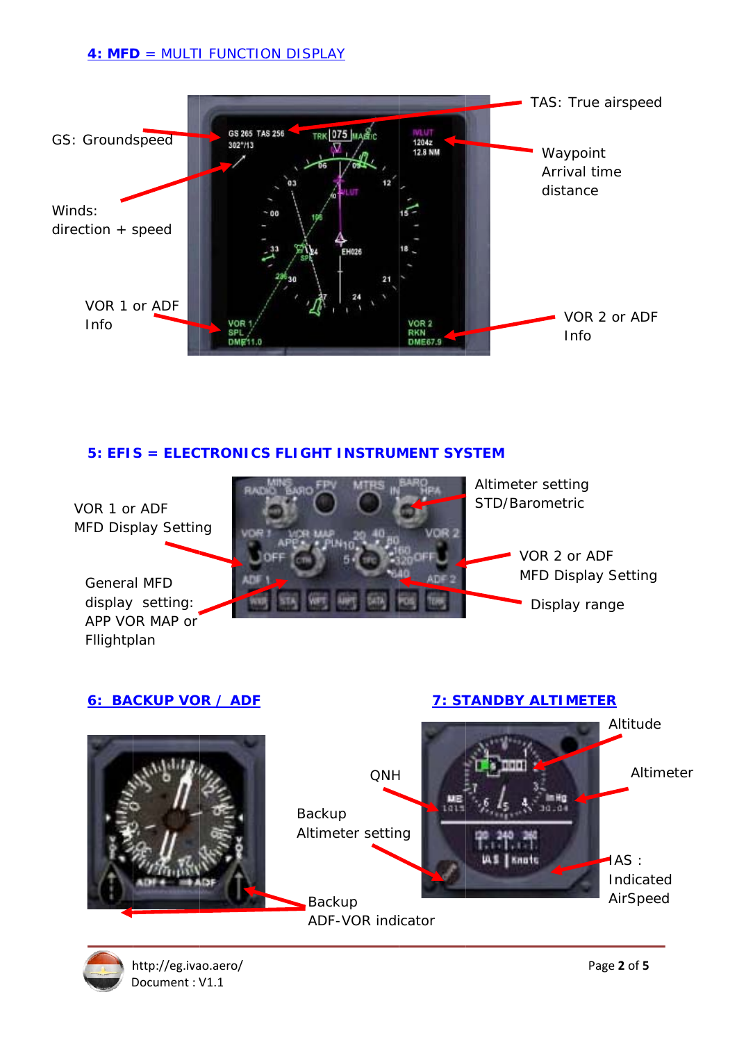## 4: MFD = MULTI FUNCTION DISPLAY

GS: Groundspeed

TAS: True airspeed

Waypoint
Arrival time
distance

Winds:
direction + speed

VOR 1 or ADF
Info

VOR 2 or ADF
Info

## 5: EFIS = ELECTRONICS FLIGHT INSTRUMENT SYSTEM

VOR 1 or ADF
MFD Display Setting

Altimeter setting
STD/Barometric

VOR 2 or ADF
MFD Display Setting

General MFD
display setting:
APP VOR MAP or
Fllightplan

Display range

## 6: BACKUP VOR / ADF

## 7: STANDBY ALTIMETER

Altitude

QNH

Altimeter

Backup
Altimeter setting

IAS :
Indicated
AirSpeed

Backup
ADF-VOR indicator

http://eg.ivao.aero/
Document : V1.1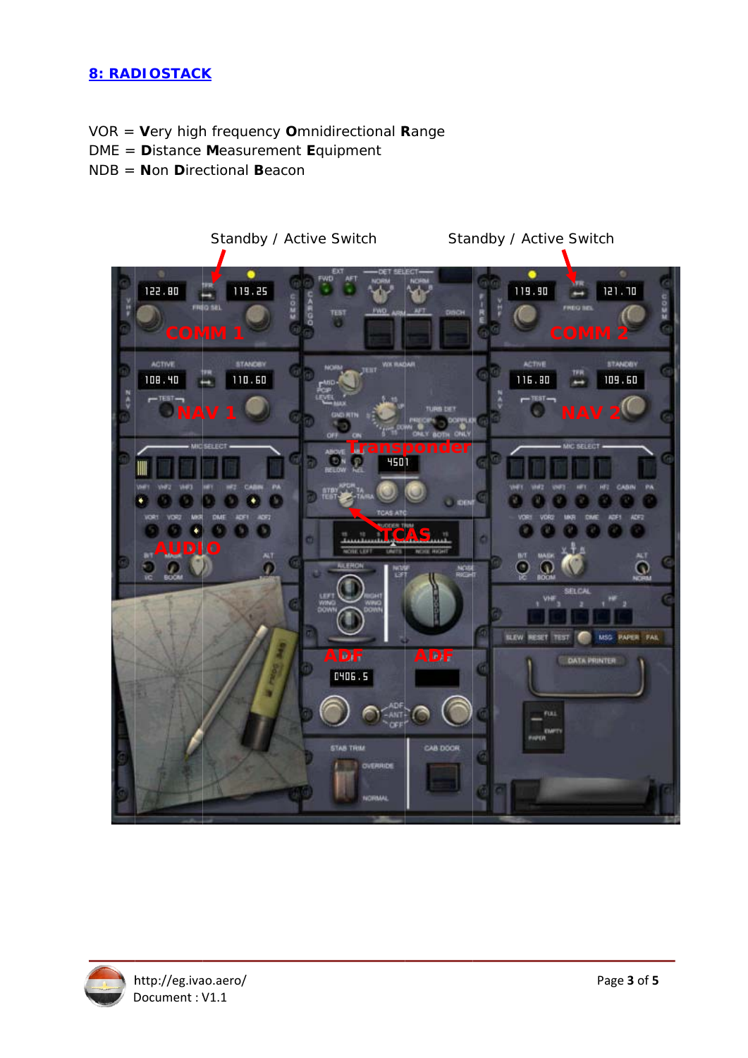## 8: RADIOSTACK

VOR = **V**ery high frequency **O**mnidirectional **R**ange
DME = **D**istance **M**easurement **E**quipment
NDB = **N**on **D**irectional **B**eacon

Standby / Active Switch

Standby / Active Switch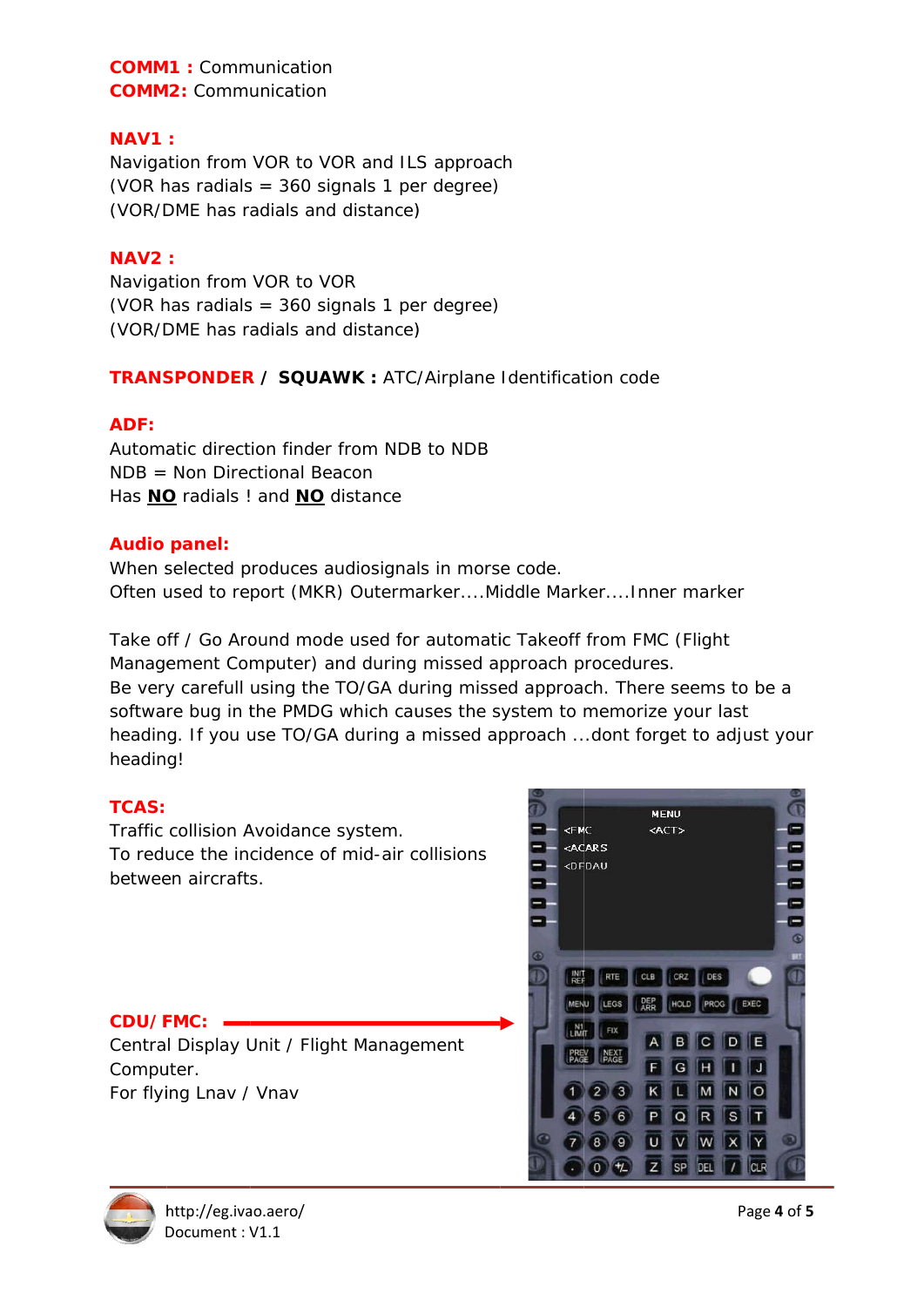**COMM1 :** Communication
**COMM2:** Communication

**NAV1 :**
Navigation from VOR to VOR and ILS approach
(VOR has radials = 360 signals 1 per degree)
(VOR/DME has radials and distance)

**NAV2 :**
Navigation from VOR to VOR
(VOR has radials = 360 signals 1 per degree)
(VOR/DME has radials and distance)

**TRANSPONDER / SQUAWK :** ATC/Airplane Identification code

**ADF:**
Automatic direction finder from NDB to NDB
NDB = Non Directional Beacon
Has **NO** radials ! and **NO** distance

**Audio panel:**
When selected produces audiosignals in morse code.
Often used to report (MKR) Outermarker....Middle Marker....Inner marker

Take off / Go Around mode used for automatic Takeoff from FMC (Flight Management Computer) and during missed approach procedures.
Be very carefull using the TO/GA during missed approach. There seems to be a software bug in the PMDG which causes the system to memorize your last heading. If you use TO/GA during a missed approach ...dont forget to adjust your heading!

**TCAS:**
Traffic collision Avoidance system.
To reduce the incidence of mid-air collisions between aircrafts.

**CDU/ FMC:**
Central Display Unit / Flight Management Computer.
For flying Lnav / Vnav